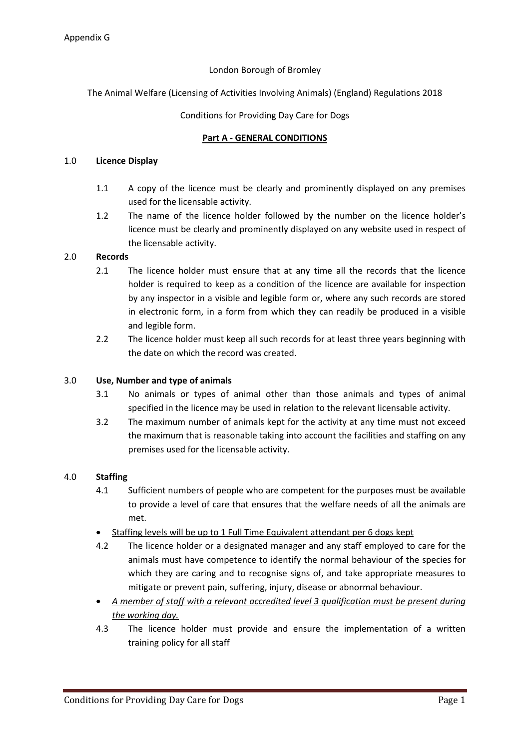Appendix G

London Borough of Bromley

The Animal Welfare (Licensing of Activities Involving Animals) (England) Regulations 2018

Conditions for Providing Day Care for Dogs

## Part A - GENERAL CONDITIONS

### 1.0 Licence Display

1.1 A copy of the licence must be clearly and prominently displayed on any premises used for the licensable activity.

1.2 The name of the licence holder followed by the number on the licence holder's licence must be clearly and prominently displayed on any website used in respect of the licensable activity.

### 2.0 Records

2.1 The licence holder must ensure that at any time all the records that the licence holder is required to keep as a condition of the licence are available for inspection by any inspector in a visible and legible form or, where any such records are stored in electronic form, in a form from which they can readily be produced in a visible and legible form.

2.2 The licence holder must keep all such records for at least three years beginning with the date on which the record was created.

### 3.0 Use, Number and type of animals

3.1 No animals or types of animal other than those animals and types of animal specified in the licence may be used in relation to the relevant licensable activity.

3.2 The maximum number of animals kept for the activity at any time must not exceed the maximum that is reasonable taking into account the facilities and staffing on any premises used for the licensable activity.

### 4.0 Staffing

4.1 Sufficient numbers of people who are competent for the purposes must be available to provide a level of care that ensures that the welfare needs of all the animals are met.

- <u>Staffing levels will be up to 1 Full Time Equivalent attendant per 6 dogs kept</u>

4.2 The licence holder or a designated manager and any staff employed to care for the animals must have competence to identify the normal behaviour of the species for which they are caring and to recognise signs of, and take appropriate measures to mitigate or prevent pain, suffering, injury, disease or abnormal behaviour.

- <u>*A member of staff with a relevant accredited level 3 qualification must be present during the working day.*</u>

4.3 The licence holder must provide and ensure the implementation of a written training policy for all staff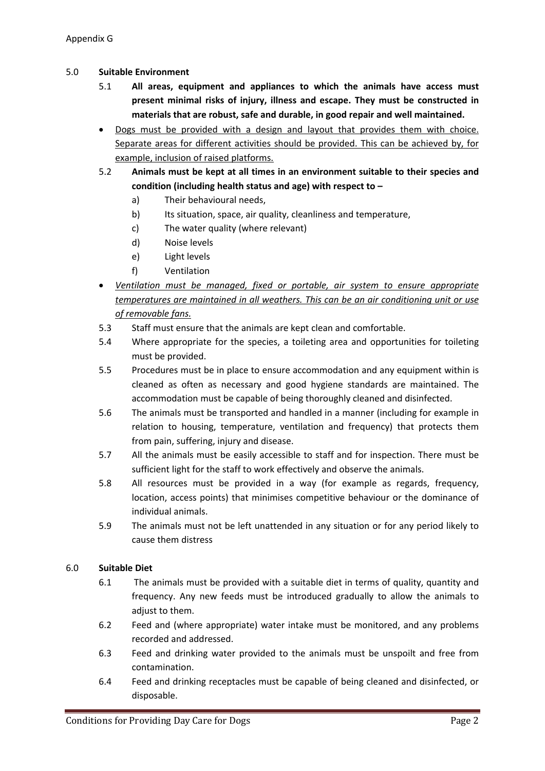Appendix G

## 5.0 Suitable Environment

5.1 **All areas, equipment and appliances to which the animals have access must present minimal risks of injury, illness and escape. They must be constructed in materials that are robust, safe and durable, in good repair and well maintained.**

- <u>Dogs must be provided with a design and layout that provides them with choice. Separate areas for different activities should be provided. This can be achieved by, for example, inclusion of raised platforms.</u>

5.2 **Animals must be kept at all times in an environment suitable to their species and condition (including health status and age) with respect to –**

a) Their behavioural needs,
b) Its situation, space, air quality, cleanliness and temperature,
c) The water quality (where relevant)
d) Noise levels
e) Light levels
f) Ventilation

- <u>*Ventilation must be managed, fixed or portable, air system to ensure appropriate temperatures are maintained in all weathers. This can be an air conditioning unit or use of removable fans.*</u>

5.3 Staff must ensure that the animals are kept clean and comfortable.

5.4 Where appropriate for the species, a toileting area and opportunities for toileting must be provided.

5.5 Procedures must be in place to ensure accommodation and any equipment within is cleaned as often as necessary and good hygiene standards are maintained. The accommodation must be capable of being thoroughly cleaned and disinfected.

5.6 The animals must be transported and handled in a manner (including for example in relation to housing, temperature, ventilation and frequency) that protects them from pain, suffering, injury and disease.

5.7 All the animals must be easily accessible to staff and for inspection. There must be sufficient light for the staff to work effectively and observe the animals.

5.8 All resources must be provided in a way (for example as regards, frequency, location, access points) that minimises competitive behaviour or the dominance of individual animals.

5.9 The animals must not be left unattended in any situation or for any period likely to cause them distress

## 6.0 Suitable Diet

6.1 The animals must be provided with a suitable diet in terms of quality, quantity and frequency. Any new feeds must be introduced gradually to allow the animals to adjust to them.

6.2 Feed and (where appropriate) water intake must be monitored, and any problems recorded and addressed.

6.3 Feed and drinking water provided to the animals must be unspoilt and free from contamination.

6.4 Feed and drinking receptacles must be capable of being cleaned and disinfected, or disposable.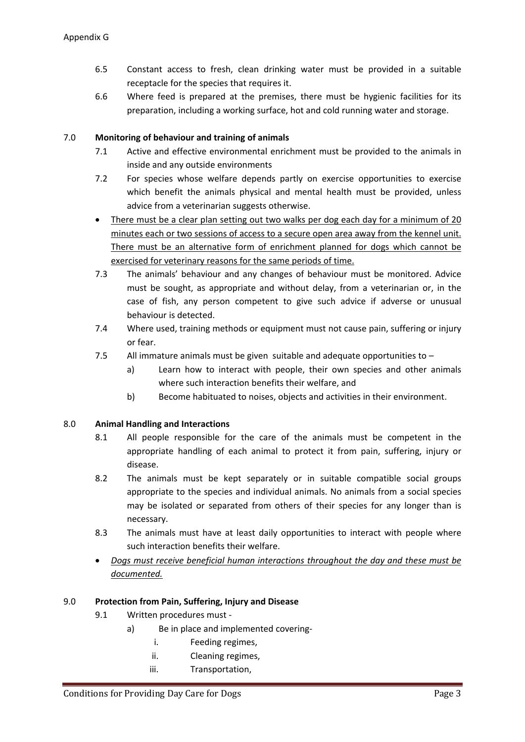6.5 Constant access to fresh, clean drinking water must be provided in a suitable receptacle for the species that requires it.

6.6 Where feed is prepared at the premises, there must be hygienic facilities for its preparation, including a working surface, hot and cold running water and storage.

## 7.0 Monitoring of behaviour and training of animals

7.1 Active and effective environmental enrichment must be provided to the animals in inside and any outside environments

7.2 For species whose welfare depends partly on exercise opportunities to exercise which benefit the animals physical and mental health must be provided, unless advice from a veterinarian suggests otherwise.

- <u>There must be a clear plan setting out two walks per dog each day for a minimum of 20 minutes each or two sessions of access to a secure open area away from the kennel unit. There must be an alternative form of enrichment planned for dogs which cannot be exercised for veterinary reasons for the same periods of time.</u>

7.3 The animals' behaviour and any changes of behaviour must be monitored. Advice must be sought, as appropriate and without delay, from a veterinarian or, in the case of fish, any person competent to give such advice if adverse or unusual behaviour is detected.

7.4 Where used, training methods or equipment must not cause pain, suffering or injury or fear.

7.5 All immature animals must be given suitable and adequate opportunities to –

a) Learn how to interact with people, their own species and other animals where such interaction benefits their welfare, and

b) Become habituated to noises, objects and activities in their environment.

## 8.0 Animal Handling and Interactions

8.1 All people responsible for the care of the animals must be competent in the appropriate handling of each animal to protect it from pain, suffering, injury or disease.

8.2 The animals must be kept separately or in suitable compatible social groups appropriate to the species and individual animals. No animals from a social species may be isolated or separated from others of their species for any longer than is necessary.

8.3 The animals must have at least daily opportunities to interact with people where such interaction benefits their welfare.

- <u>*Dogs must receive beneficial human interactions throughout the day and these must be documented.*</u>

## 9.0 Protection from Pain, Suffering, Injury and Disease

9.1 Written procedures must -

a) Be in place and implemented covering-

i. Feeding regimes,

ii. Cleaning regimes,

iii. Transportation,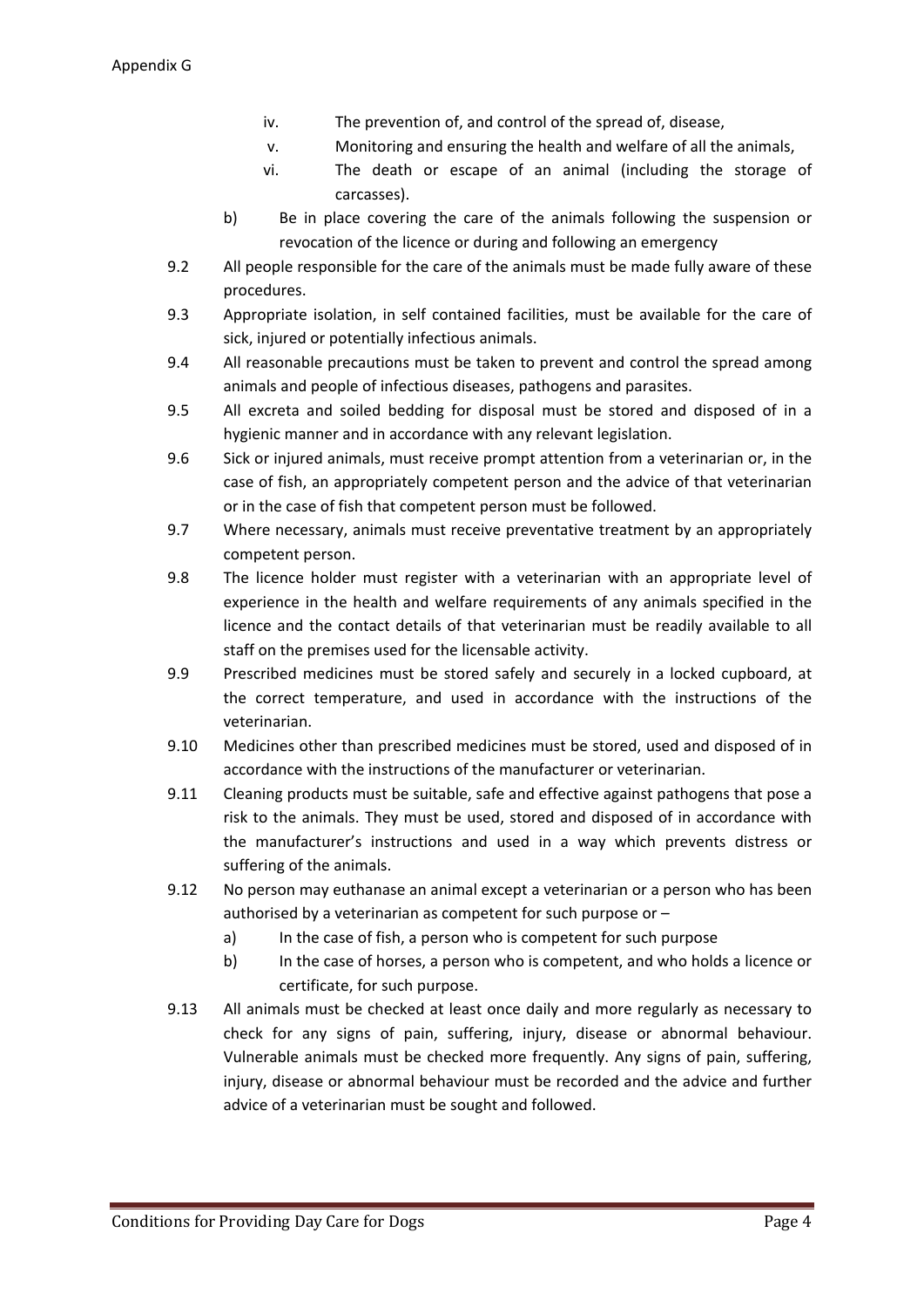iv. The prevention of, and control of the spread of, disease,

v. Monitoring and ensuring the health and welfare of all the animals,

vi. The death or escape of an animal (including the storage of carcasses).

b) Be in place covering the care of the animals following the suspension or revocation of the licence or during and following an emergency

9.2 All people responsible for the care of the animals must be made fully aware of these procedures.

9.3 Appropriate isolation, in self contained facilities, must be available for the care of sick, injured or potentially infectious animals.

9.4 All reasonable precautions must be taken to prevent and control the spread among animals and people of infectious diseases, pathogens and parasites.

9.5 All excreta and soiled bedding for disposal must be stored and disposed of in a hygienic manner and in accordance with any relevant legislation.

9.6 Sick or injured animals, must receive prompt attention from a veterinarian or, in the case of fish, an appropriately competent person and the advice of that veterinarian or in the case of fish that competent person must be followed.

9.7 Where necessary, animals must receive preventative treatment by an appropriately competent person.

9.8 The licence holder must register with a veterinarian with an appropriate level of experience in the health and welfare requirements of any animals specified in the licence and the contact details of that veterinarian must be readily available to all staff on the premises used for the licensable activity.

9.9 Prescribed medicines must be stored safely and securely in a locked cupboard, at the correct temperature, and used in accordance with the instructions of the veterinarian.

9.10 Medicines other than prescribed medicines must be stored, used and disposed of in accordance with the instructions of the manufacturer or veterinarian.

9.11 Cleaning products must be suitable, safe and effective against pathogens that pose a risk to the animals. They must be used, stored and disposed of in accordance with the manufacturer's instructions and used in a way which prevents distress or suffering of the animals.

9.12 No person may euthanase an animal except a veterinarian or a person who has been authorised by a veterinarian as competent for such purpose or –

a) In the case of fish, a person who is competent for such purpose

b) In the case of horses, a person who is competent, and who holds a licence or certificate, for such purpose.

9.13 All animals must be checked at least once daily and more regularly as necessary to check for any signs of pain, suffering, injury, disease or abnormal behaviour. Vulnerable animals must be checked more frequently. Any signs of pain, suffering, injury, disease or abnormal behaviour must be recorded and the advice and further advice of a veterinarian must be sought and followed.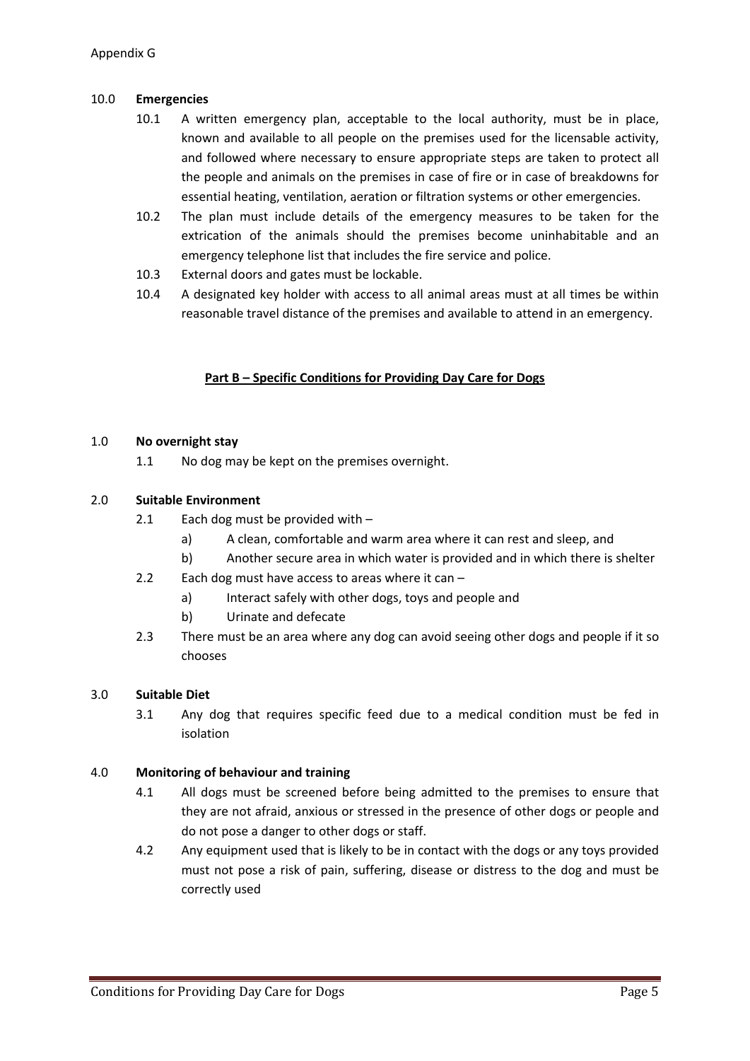## 10.0 Emergencies

10.1 A written emergency plan, acceptable to the local authority, must be in place, known and available to all people on the premises used for the licensable activity, and followed where necessary to ensure appropriate steps are taken to protect all the people and animals on the premises in case of fire or in case of breakdowns for essential heating, ventilation, aeration or filtration systems or other emergencies.

10.2 The plan must include details of the emergency measures to be taken for the extrication of the animals should the premises become uninhabitable and an emergency telephone list that includes the fire service and police.

10.3 External doors and gates must be lockable.

10.4 A designated key holder with access to all animal areas must at all times be within reasonable travel distance of the premises and available to attend in an emergency.

# Part B – Specific Conditions for Providing Day Care for Dogs

## 1.0 No overnight stay

1.1 No dog may be kept on the premises overnight.

## 2.0 Suitable Environment

2.1 Each dog must be provided with –

- a) A clean, comfortable and warm area where it can rest and sleep, and
- b) Another secure area in which water is provided and in which there is shelter

2.2 Each dog must have access to areas where it can –

- a) Interact safely with other dogs, toys and people and
- b) Urinate and defecate

2.3 There must be an area where any dog can avoid seeing other dogs and people if it so chooses

## 3.0 Suitable Diet

3.1 Any dog that requires specific feed due to a medical condition must be fed in isolation

## 4.0 Monitoring of behaviour and training

4.1 All dogs must be screened before being admitted to the premises to ensure that they are not afraid, anxious or stressed in the presence of other dogs or people and do not pose a danger to other dogs or staff.

4.2 Any equipment used that is likely to be in contact with the dogs or any toys provided must not pose a risk of pain, suffering, disease or distress to the dog and must be correctly used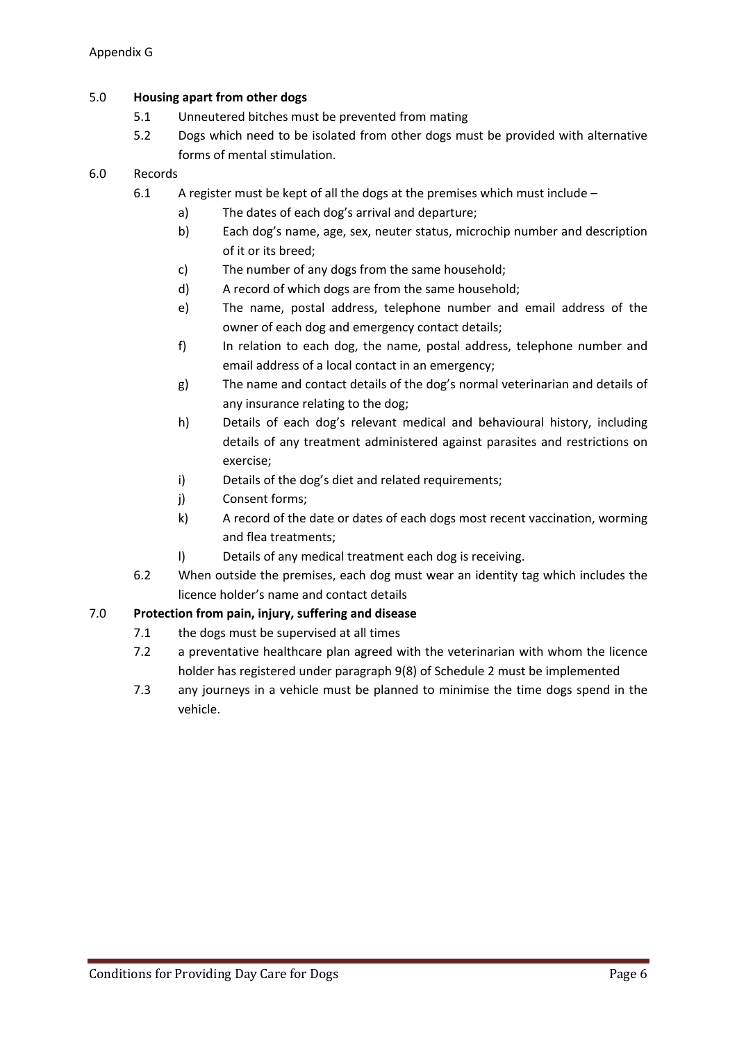## 5.0 **Housing apart from other dogs**

- 5.1 Unneutered bitches must be prevented from mating
- 5.2 Dogs which need to be isolated from other dogs must be provided with alternative forms of mental stimulation.

## 6.0 Records

- 6.1 A register must be kept of all the dogs at the premises which must include –
  - a) The dates of each dog's arrival and departure;
  - b) Each dog's name, age, sex, neuter status, microchip number and description of it or its breed;
  - c) The number of any dogs from the same household;
  - d) A record of which dogs are from the same household;
  - e) The name, postal address, telephone number and email address of the owner of each dog and emergency contact details;
  - f) In relation to each dog, the name, postal address, telephone number and email address of a local contact in an emergency;
  - g) The name and contact details of the dog's normal veterinarian and details of any insurance relating to the dog;
  - h) Details of each dog's relevant medical and behavioural history, including details of any treatment administered against parasites and restrictions on exercise;
  - i) Details of the dog's diet and related requirements;
  - j) Consent forms;
  - k) A record of the date or dates of each dogs most recent vaccination, worming and flea treatments;
  - l) Details of any medical treatment each dog is receiving.
- 6.2 When outside the premises, each dog must wear an identity tag which includes the licence holder's name and contact details

## 7.0 **Protection from pain, injury, suffering and disease**

- 7.1 the dogs must be supervised at all times
- 7.2 a preventative healthcare plan agreed with the veterinarian with whom the licence holder has registered under paragraph 9(8) of Schedule 2 must be implemented
- 7.3 any journeys in a vehicle must be planned to minimise the time dogs spend in the vehicle.